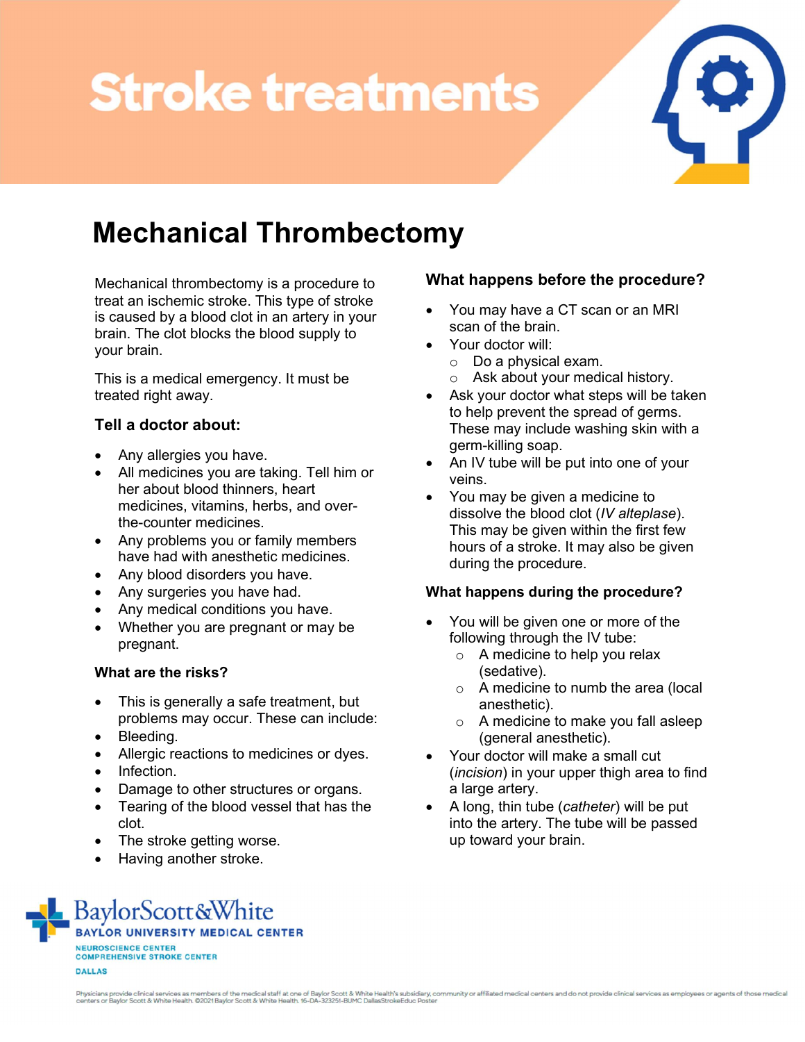# Stroke treatments

## Mechanical Thrombectomy

Mechanical thrombectomy is a procedure to treat an ischemic stroke. This type of stroke is caused by a blood clot in an artery in your brain. The clot blocks the blood supply to your brain.

This is a medical emergency. It must be treated right away.

### Tell a doctor about:

- Any allergies you have.
- All medicines you are taking. Tell him or her about blood thinners, heart medicines, vitamins, herbs, and over-the-counter medicines.
- Any problems you or family members have had with anesthetic medicines.
- Any blood disorders you have.
- Any surgeries you have had.
- Any medical conditions you have.
- Whether you are pregnant or may be pregnant.

### What are the risks?

- This is generally a safe treatment, but problems may occur. These can include:
- Bleeding.
- Allergic reactions to medicines or dyes.
- Infection.
- Damage to other structures or organs.
- Tearing of the blood vessel that has the clot.
- The stroke getting worse.
- Having another stroke.

### What happens before the procedure?

- You may have a CT scan or an MRI scan of the brain.
- Your doctor will:
  - Do a physical exam.
  - Ask about your medical history.
- Ask your doctor what steps will be taken to help prevent the spread of germs. These may include washing skin with a germ-killing soap.
- An IV tube will be put into one of your veins.
- You may be given a medicine to dissolve the blood clot (*IV alteplase*). This may be given within the first few hours of a stroke. It may also be given during the procedure.

### What happens during the procedure?

- You will be given one or more of the following through the IV tube:
  - A medicine to help you relax (sedative).
  - A medicine to numb the area (local anesthetic).
  - A medicine to make you fall asleep (general anesthetic).
- Your doctor will make a small cut (*incision*) in your upper thigh area to find a large artery.
- A long, thin tube (*catheter*) will be put into the artery. The tube will be passed up toward your brain.

BaylorScott&White
BAYLOR UNIVERSITY MEDICAL CENTER
NEUROSCIENCE CENTER
COMPREHENSIVE STROKE CENTER
DALLAS

Physicians provide clinical services as members of the medical staff at one of Baylor Scott & White Health's subsidiary, community or affiliated medical centers and do not provide clinical services as employees or agents of those medical centers or Baylor Scott & White Health. ©2021 Baylor Scott & White Health. 16-DA-323251-BUMC DallasStrokeEduc Poster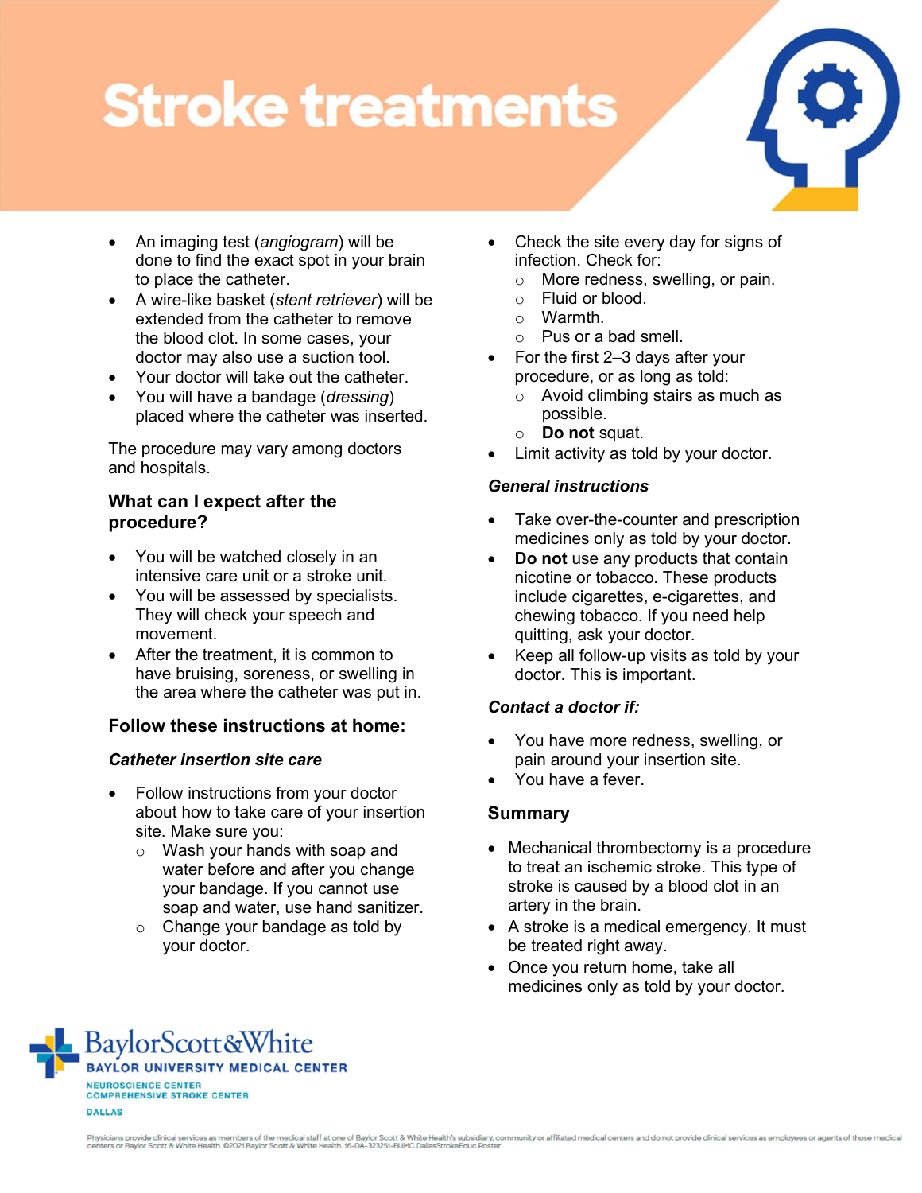# Stroke treatments

- An imaging test (*angiogram*) will be done to find the exact spot in your brain to place the catheter.
- A wire-like basket (*stent retriever*) will be extended from the catheter to remove the blood clot. In some cases, your doctor may also use a suction tool.
- Your doctor will take out the catheter.
- You will have a bandage (*dressing*) placed where the catheter was inserted.

The procedure may vary among doctors and hospitals.

## What can I expect after the procedure?

- You will be watched closely in an intensive care unit or a stroke unit.
- You will be assessed by specialists. They will check your speech and movement.
- After the treatment, it is common to have bruising, soreness, or swelling in the area where the catheter was put in.

## Follow these instructions at home:

### *Catheter insertion site care*

- Follow instructions from your doctor about how to take care of your insertion site. Make sure you:
  - Wash your hands with soap and water before and after you change your bandage. If you cannot use soap and water, use hand sanitizer.
  - Change your bandage as told by your doctor.
- Check the site every day for signs of infection. Check for:
  - More redness, swelling, or pain.
  - Fluid or blood.
  - Warmth.
  - Pus or a bad smell.
- For the first 2–3 days after your procedure, or as long as told:
  - Avoid climbing stairs as much as possible.
  - **Do not** squat.
- Limit activity as told by your doctor.

### *General instructions*

- Take over-the-counter and prescription medicines only as told by your doctor.
- **Do not** use any products that contain nicotine or tobacco. These products include cigarettes, e-cigarettes, and chewing tobacco. If you need help quitting, ask your doctor.
- Keep all follow-up visits as told by your doctor. This is important.

### *Contact a doctor if:*

- You have more redness, swelling, or pain around your insertion site.
- You have a fever.

## Summary

- Mechanical thrombectomy is a procedure to treat an ischemic stroke. This type of stroke is caused by a blood clot in an artery in the brain.
- A stroke is a medical emergency. It must be treated right away.
- Once you return home, take all medicines only as told by your doctor.

BaylorScott&White
BAYLOR UNIVERSITY MEDICAL CENTER
NEUROSCIENCE CENTER
COMPREHENSIVE STROKE CENTER
DALLAS

Physicians provide clinical services as members of the medical staff at one of Baylor Scott & White Health's subsidiary, community or affiliated medical centers and do not provide clinical services as employees or agents of those medical centers or Baylor Scott & White Health. ©2021 Baylor Scott & White Health. 16-DA-323251-BUMC DallasStrokeEduc Poster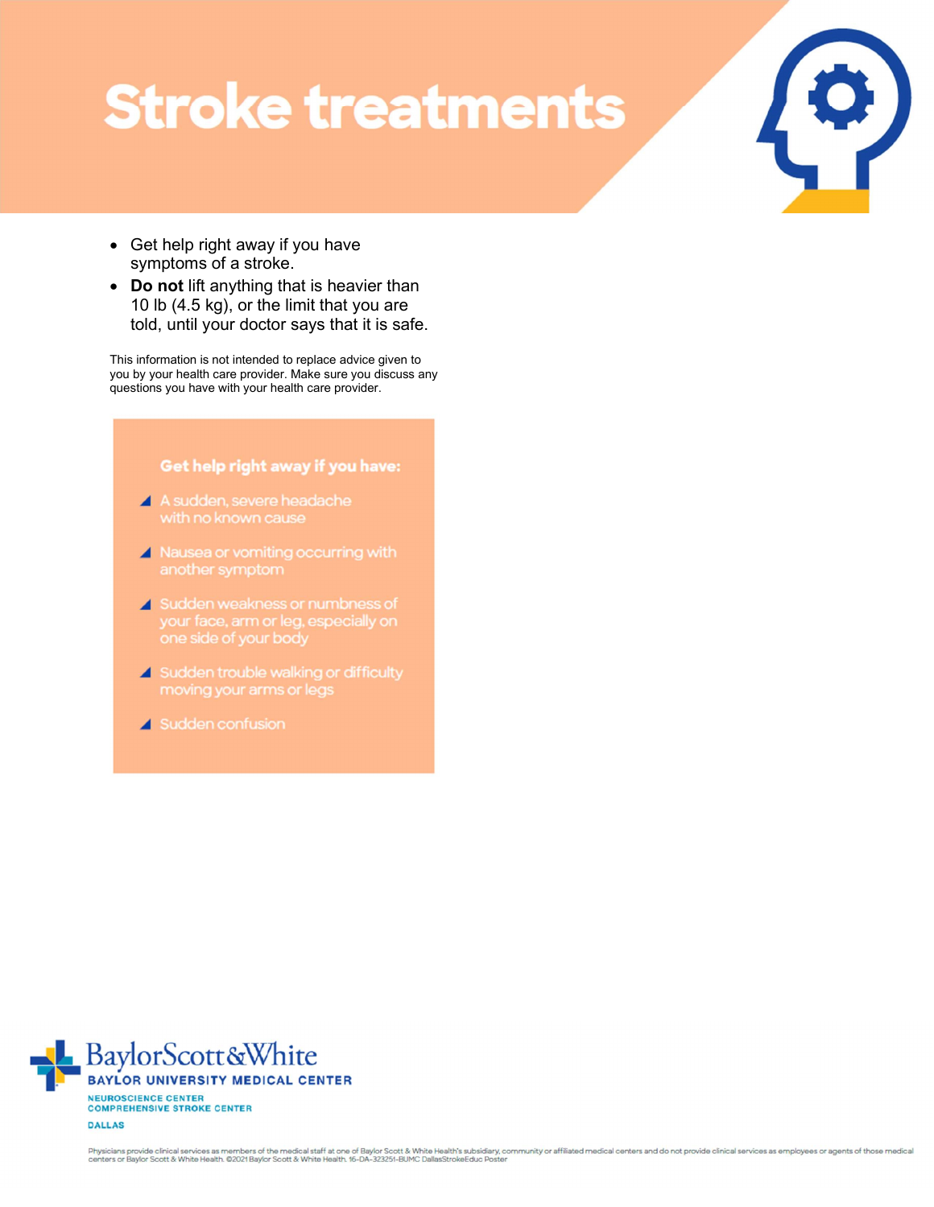# Stroke treatments

- Get help right away if you have symptoms of a stroke.
- **Do not** lift anything that is heavier than 10 lb (4.5 kg), or the limit that you are told, until your doctor says that it is safe.

This information is not intended to replace advice given to you by your health care provider. Make sure you discuss any questions you have with your health care provider.

**Get help right away if you have:**

- A sudden, severe headache with no known cause
- Nausea or vomiting occurring with another symptom
- Sudden weakness or numbness of your face, arm or leg, especially on one side of your body
- Sudden trouble walking or difficulty moving your arms or legs
- Sudden confusion

BaylorScott&White
BAYLOR UNIVERSITY MEDICAL CENTER
NEUROSCIENCE CENTER
COMPREHENSIVE STROKE CENTER
DALLAS

Physicians provide clinical services as members of the medical staff at one of Baylor Scott & White Health's subsidiary, community or affiliated medical centers and do not provide clinical services as employees or agents of those medical centers or Baylor Scott & White Health. ©2021 Baylor Scott & White Health. 16-DA-323251-BUMC DallasStrokeEduc Poster